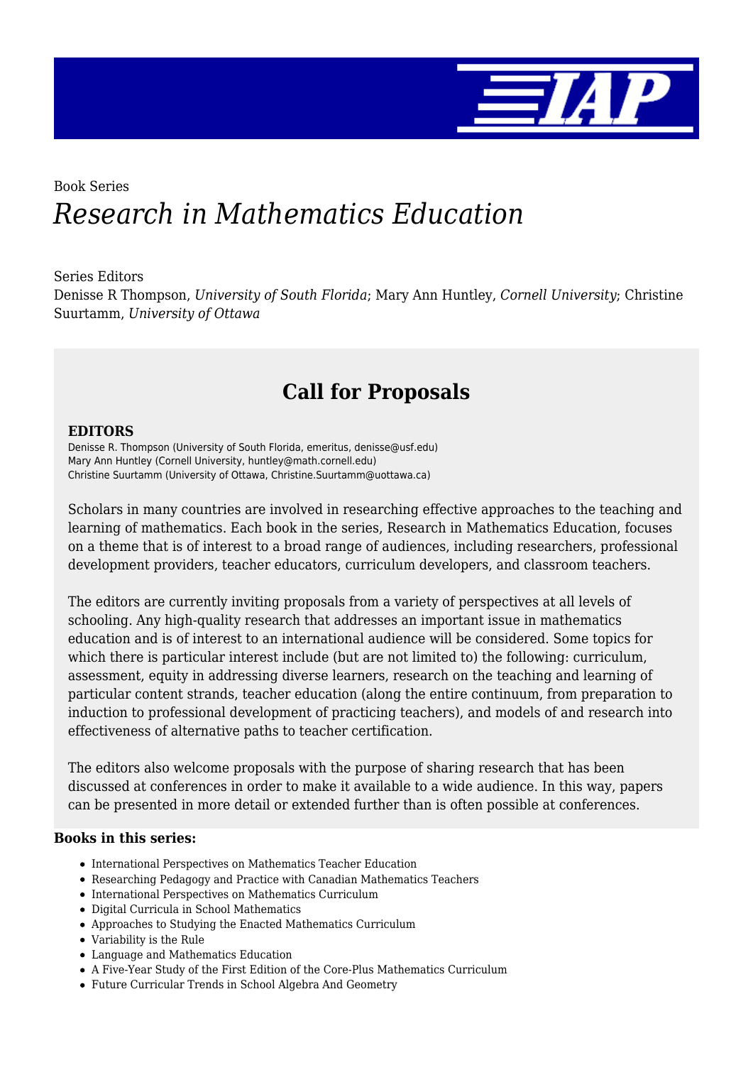Book Series

# *Research in Mathematics Education*

Series Editors
Denisse R Thompson, *University of South Florida*; Mary Ann Huntley, *Cornell University*; Christine Suurtamm, *University of Ottawa*

## Call for Proposals

**EDITORS**
Denisse R. Thompson (University of South Florida, emeritus, denisse@usf.edu)
Mary Ann Huntley (Cornell University, huntley@math.cornell.edu)
Christine Suurtamm (University of Ottawa, Christine.Suurtamm@uottawa.ca)

Scholars in many countries are involved in researching effective approaches to the teaching and learning of mathematics. Each book in the series, Research in Mathematics Education, focuses on a theme that is of interest to a broad range of audiences, including researchers, professional development providers, teacher educators, curriculum developers, and classroom teachers.

The editors are currently inviting proposals from a variety of perspectives at all levels of schooling. Any high-quality research that addresses an important issue in mathematics education and is of interest to an international audience will be considered. Some topics for which there is particular interest include (but are not limited to) the following: curriculum, assessment, equity in addressing diverse learners, research on the teaching and learning of particular content strands, teacher education (along the entire continuum, from preparation to induction to professional development of practicing teachers), and models of and research into effectiveness of alternative paths to teacher certification.

The editors also welcome proposals with the purpose of sharing research that has been discussed at conferences in order to make it available to a wide audience. In this way, papers can be presented in more detail or extended further than is often possible at conferences.

**Books in this series:**

- International Perspectives on Mathematics Teacher Education
- Researching Pedagogy and Practice with Canadian Mathematics Teachers
- International Perspectives on Mathematics Curriculum
- Digital Curricula in School Mathematics
- Approaches to Studying the Enacted Mathematics Curriculum
- Variability is the Rule
- Language and Mathematics Education
- A Five-Year Study of the First Edition of the Core-Plus Mathematics Curriculum
- Future Curricular Trends in School Algebra And Geometry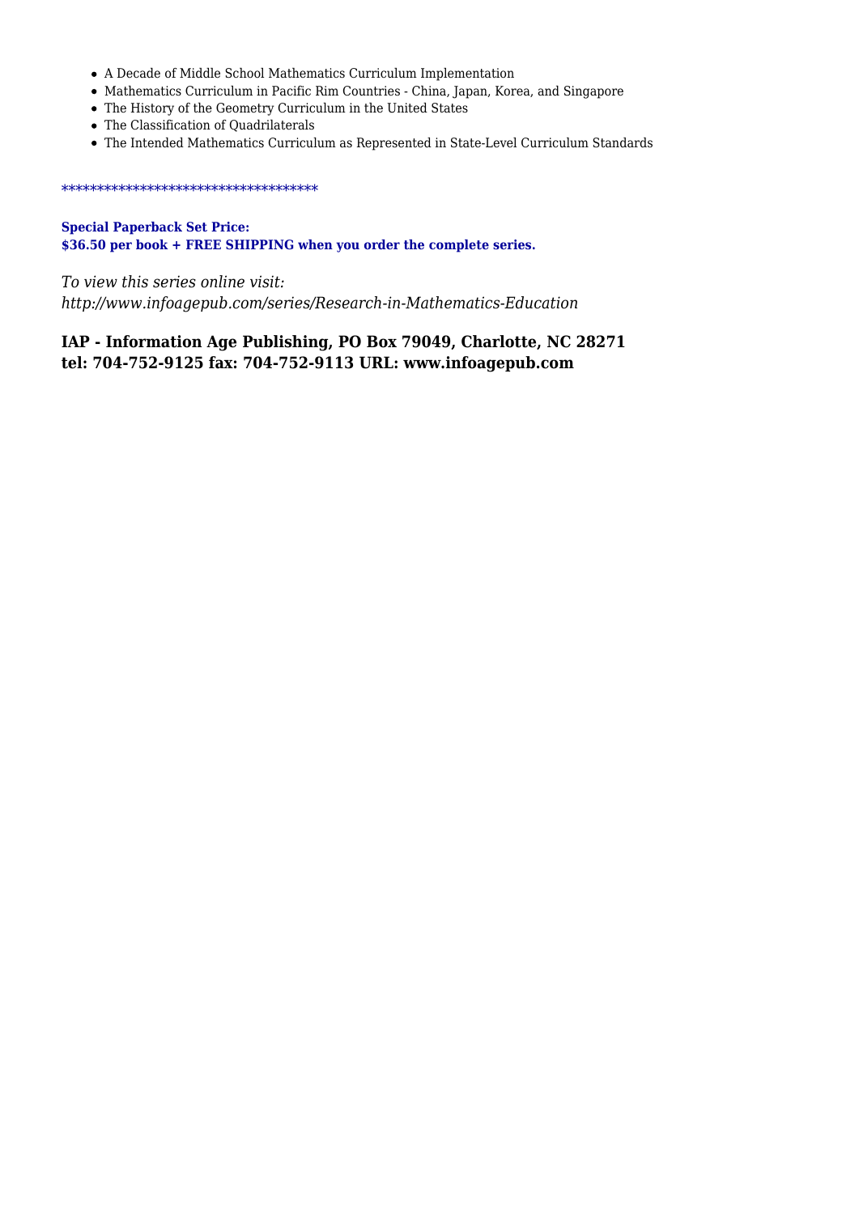- A Decade of Middle School Mathematics Curriculum Implementation
- Mathematics Curriculum in Pacific Rim Countries - China, Japan, Korea, and Singapore
- The History of the Geometry Curriculum in the United States
- The Classification of Quadrilaterals
- The Intended Mathematics Curriculum as Represented in State-Level Curriculum Standards

************************************

**Special Paperback Set Price:**
**$36.50 per book + FREE SHIPPING when you order the complete series.**

*To view this series online visit:*
*http://www.infoagepub.com/series/Research-in-Mathematics-Education*

**IAP - Information Age Publishing, PO Box 79049, Charlotte, NC 28271**
**tel: 704-752-9125 fax: 704-752-9113 URL: www.infoagepub.com**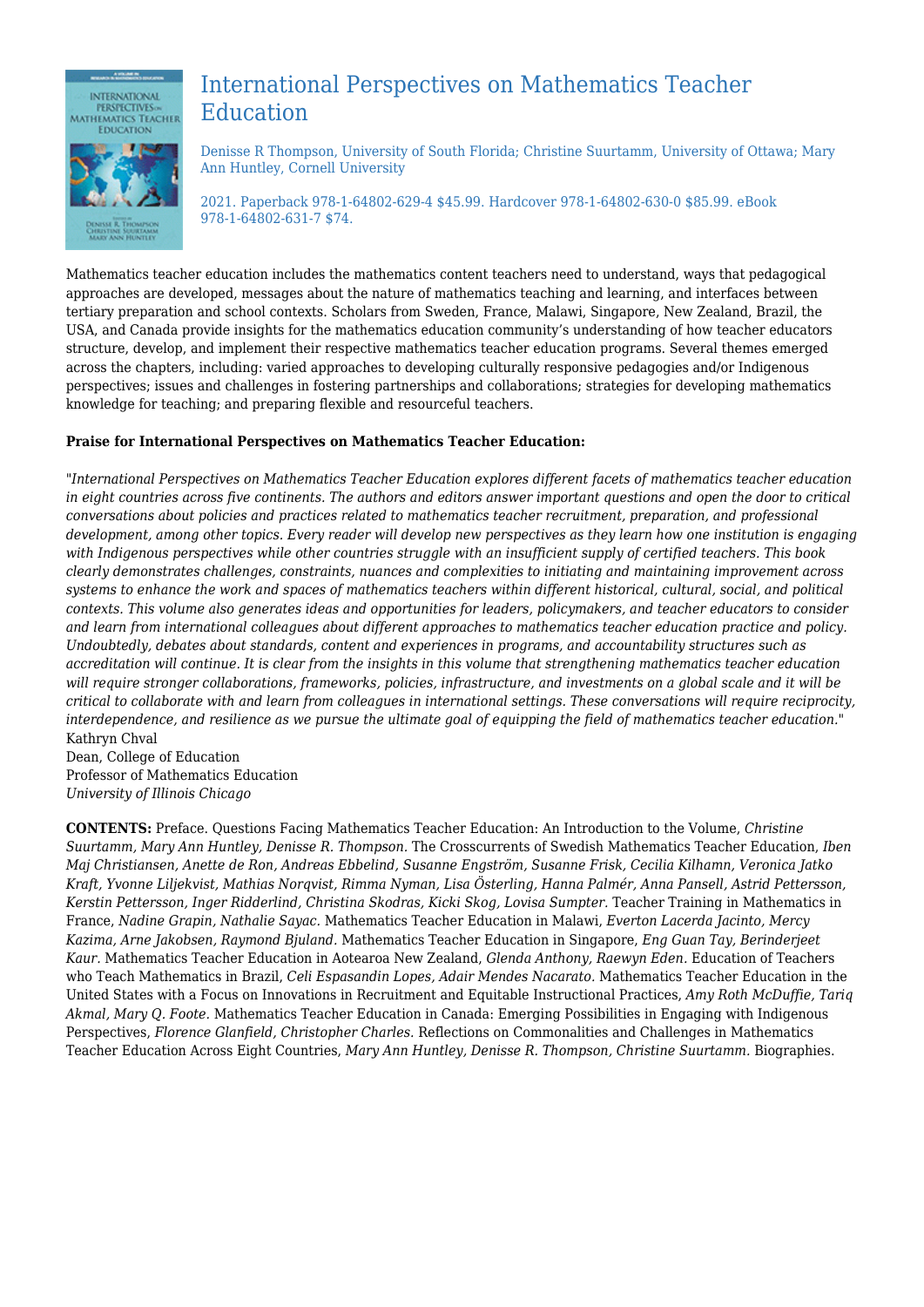# International Perspectives on Mathematics Teacher Education

Denisse R Thompson, University of South Florida; Christine Suurtamm, University of Ottawa; Mary Ann Huntley, Cornell University

2021. Paperback 978-1-64802-629-4 $45.99. Hardcover 978-1-64802-630-0 $85.99. eBook 978-1-64802-631-7 $74.

Mathematics teacher education includes the mathematics content teachers need to understand, ways that pedagogical approaches are developed, messages about the nature of mathematics teaching and learning, and interfaces between tertiary preparation and school contexts. Scholars from Sweden, France, Malawi, Singapore, New Zealand, Brazil, the USA, and Canada provide insights for the mathematics education community's understanding of how teacher educators structure, develop, and implement their respective mathematics teacher education programs. Several themes emerged across the chapters, including: varied approaches to developing culturally responsive pedagogies and/or Indigenous perspectives; issues and challenges in fostering partnerships and collaborations; strategies for developing mathematics knowledge for teaching; and preparing flexible and resourceful teachers.

**Praise for International Perspectives on Mathematics Teacher Education:**

"*International Perspectives on Mathematics Teacher Education explores different facets of mathematics teacher education in eight countries across five continents. The authors and editors answer important questions and open the door to critical conversations about policies and practices related to mathematics teacher recruitment, preparation, and professional development, among other topics. Every reader will develop new perspectives as they learn how one institution is engaging with Indigenous perspectives while other countries struggle with an insufficient supply of certified teachers. This book clearly demonstrates challenges, constraints, nuances and complexities to initiating and maintaining improvement across systems to enhance the work and spaces of mathematics teachers within different historical, cultural, social, and political contexts. This volume also generates ideas and opportunities for leaders, policymakers, and teacher educators to consider and learn from international colleagues about different approaches to mathematics teacher education practice and policy. Undoubtedly, debates about standards, content and experiences in programs, and accountability structures such as accreditation will continue. It is clear from the insights in this volume that strengthening mathematics teacher education will require stronger collaborations, frameworks, policies, infrastructure, and investments on a global scale and it will be critical to collaborate with and learn from colleagues in international settings. These conversations will require reciprocity, interdependence, and resilience as we pursue the ultimate goal of equipping the field of mathematics teacher education.*"
Kathryn Chval
Dean, College of Education
Professor of Mathematics Education
*University of Illinois Chicago*

**CONTENTS:** Preface. Questions Facing Mathematics Teacher Education: An Introduction to the Volume, *Christine Suurtamm, Mary Ann Huntley, Denisse R. Thompson.* The Crosscurrents of Swedish Mathematics Teacher Education, *Iben Maj Christiansen, Anette de Ron, Andreas Ebbelind, Susanne Engström, Susanne Frisk, Cecilia Kilhamn, Veronica Jatko Kraft, Yvonne Liljekvist, Mathias Norqvist, Rimma Nyman, Lisa Österling, Hanna Palmér, Anna Pansell, Astrid Pettersson, Kerstin Pettersson, Inger Ridderlind, Christina Skodras, Kicki Skog, Lovisa Sumpter.* Teacher Training in Mathematics in France, *Nadine Grapin, Nathalie Sayac.* Mathematics Teacher Education in Malawi, *Everton Lacerda Jacinto, Mercy Kazima, Arne Jakobsen, Raymond Bjuland.* Mathematics Teacher Education in Singapore, *Eng Guan Tay, Berinderjeet Kaur.* Mathematics Teacher Education in Aotearoa New Zealand, *Glenda Anthony, Raewyn Eden.* Education of Teachers who Teach Mathematics in Brazil, *Celi Espasandin Lopes, Adair Mendes Nacarato.* Mathematics Teacher Education in the United States with a Focus on Innovations in Recruitment and Equitable Instructional Practices, *Amy Roth McDuffie, Tariq Akmal, Mary Q. Foote.* Mathematics Teacher Education in Canada: Emerging Possibilities in Engaging with Indigenous Perspectives, *Florence Glanfield, Christopher Charles.* Reflections on Commonalities and Challenges in Mathematics Teacher Education Across Eight Countries, *Mary Ann Huntley, Denisse R. Thompson, Christine Suurtamm.* Biographies.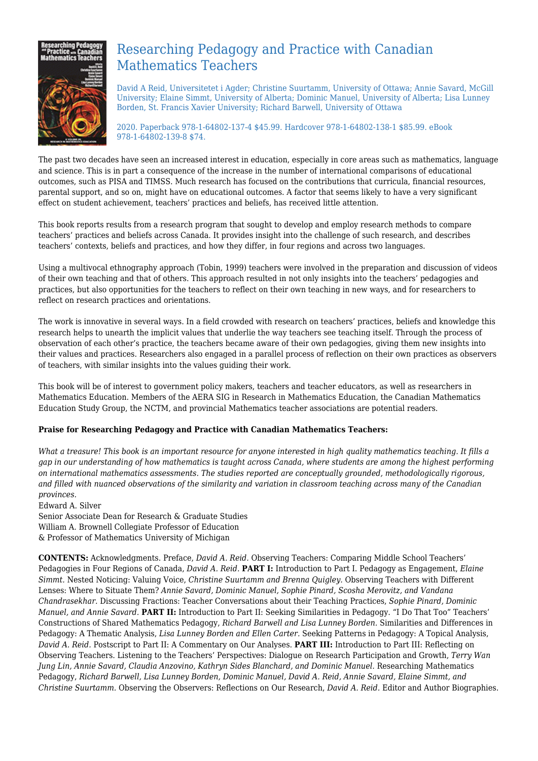# Researching Pedagogy and Practice with Canadian Mathematics Teachers

David A Reid, Universitetet i Agder; Christine Suurtamm, University of Ottawa; Annie Savard, McGill University; Elaine Simmt, University of Alberta; Dominic Manuel, University of Alberta; Lisa Lunney Borden, St. Francis Xavier University; Richard Barwell, University of Ottawa

2020. Paperback 978-1-64802-137-4 $45.99. Hardcover 978-1-64802-138-1 $85.99. eBook 978-1-64802-139-8 $74.

The past two decades have seen an increased interest in education, especially in core areas such as mathematics, language and science. This is in part a consequence of the increase in the number of international comparisons of educational outcomes, such as PISA and TIMSS. Much research has focused on the contributions that curricula, financial resources, parental support, and so on, might have on educational outcomes. A factor that seems likely to have a very significant effect on student achievement, teachers' practices and beliefs, has received little attention.

This book reports results from a research program that sought to develop and employ research methods to compare teachers' practices and beliefs across Canada. It provides insight into the challenge of such research, and describes teachers' contexts, beliefs and practices, and how they differ, in four regions and across two languages.

Using a multivocal ethnography approach (Tobin, 1999) teachers were involved in the preparation and discussion of videos of their own teaching and that of others. This approach resulted in not only insights into the teachers' pedagogies and practices, but also opportunities for the teachers to reflect on their own teaching in new ways, and for researchers to reflect on research practices and orientations.

The work is innovative in several ways. In a field crowded with research on teachers' practices, beliefs and knowledge this research helps to unearth the implicit values that underlie the way teachers see teaching itself. Through the process of observation of each other's practice, the teachers became aware of their own pedagogies, giving them new insights into their values and practices. Researchers also engaged in a parallel process of reflection on their own practices as observers of teachers, with similar insights into the values guiding their work.

This book will be of interest to government policy makers, teachers and teacher educators, as well as researchers in Mathematics Education. Members of the AERA SIG in Research in Mathematics Education, the Canadian Mathematics Education Study Group, the NCTM, and provincial Mathematics teacher associations are potential readers.

**Praise for Researching Pedagogy and Practice with Canadian Mathematics Teachers:**

*What a treasure! This book is an important resource for anyone interested in high quality mathematics teaching. It fills a gap in our understanding of how mathematics is taught across Canada, where students are among the highest performing on international mathematics assessments. The studies reported are conceptually grounded, methodologically rigorous, and filled with nuanced observations of the similarity and variation in classroom teaching across many of the Canadian provinces.*
Edward A. Silver
Senior Associate Dean for Research & Graduate Studies
William A. Brownell Collegiate Professor of Education
& Professor of Mathematics University of Michigan

**CONTENTS:** Acknowledgments. Preface, *David A. Reid.* Observing Teachers: Comparing Middle School Teachers' Pedagogies in Four Regions of Canada, *David A. Reid.* **PART I:** Introduction to Part I. Pedagogy as Engagement, *Elaine Simmt.* Nested Noticing: Valuing Voice, *Christine Suurtamm and Brenna Quigley.* Observing Teachers with Different Lenses: Where to Situate Them? *Annie Savard, Dominic Manuel, Sophie Pinard, Scosha Merovitz, and Vandana Chandrasekhar.* Discussing Fractions: Teacher Conversations about their Teaching Practices, *Sophie Pinard, Dominic Manuel, and Annie Savard.* **PART II:** Introduction to Part II: Seeking Similarities in Pedagogy. "I Do That Too" Teachers' Constructions of Shared Mathematics Pedagogy, *Richard Barwell and Lisa Lunney Borden.* Similarities and Differences in Pedagogy: A Thematic Analysis, *Lisa Lunney Borden and Ellen Carter.* Seeking Patterns in Pedagogy: A Topical Analysis, *David A. Reid.* Postscript to Part II: A Commentary on Our Analyses. **PART III:** Introduction to Part III: Reflecting on Observing Teachers. Listening to the Teachers' Perspectives: Dialogue on Research Participation and Growth, *Terry Wan Jung Lin, Annie Savard, Claudia Anzovino, Kathryn Sides Blanchard, and Dominic Manuel.* Researching Mathematics Pedagogy, *Richard Barwell, Lisa Lunney Borden, Dominic Manuel, David A. Reid, Annie Savard, Elaine Simmt, and Christine Suurtamm.* Observing the Observers: Reflections on Our Research, *David A. Reid.* Editor and Author Biographies.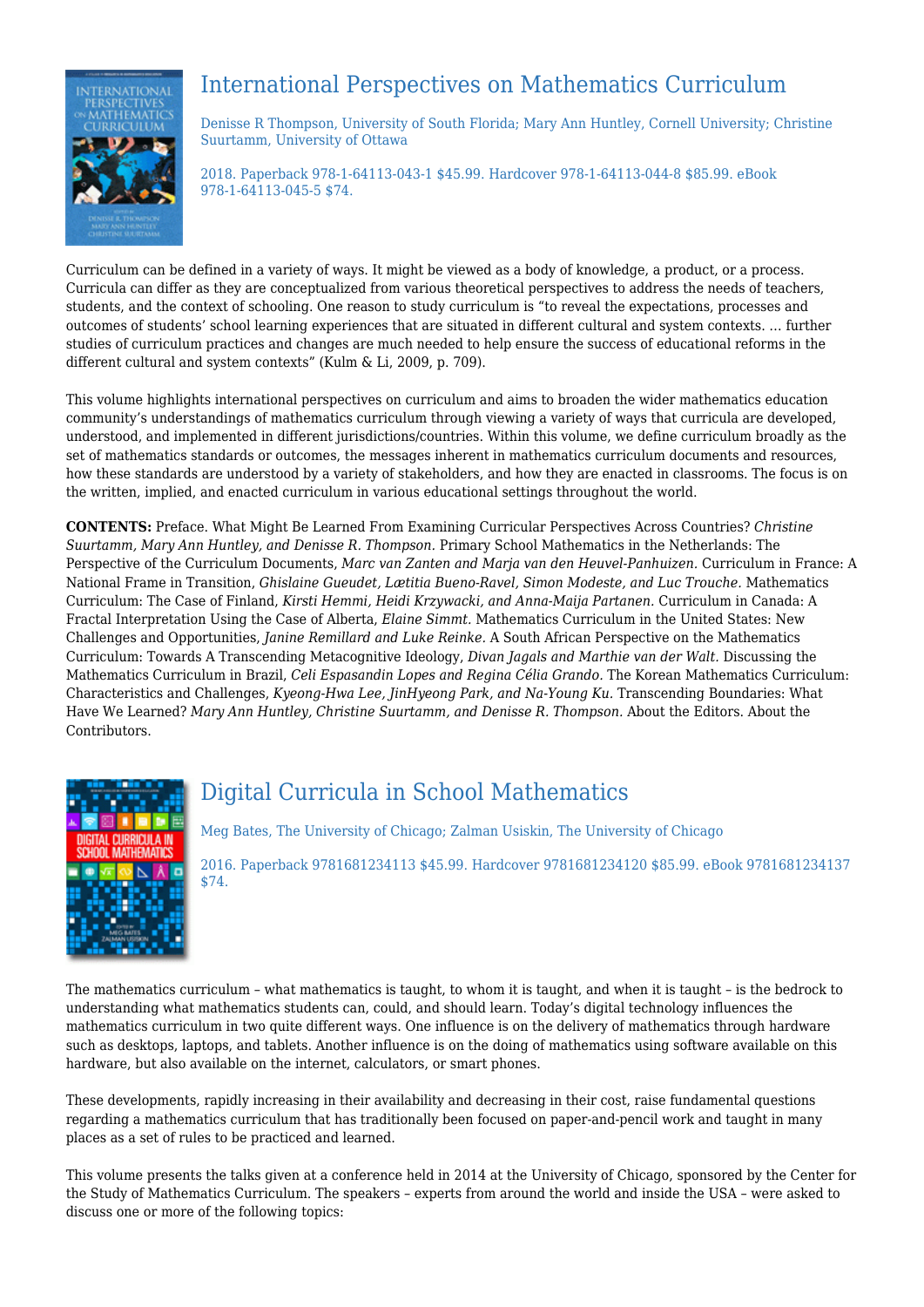## International Perspectives on Mathematics Curriculum

Denisse R Thompson, University of South Florida; Mary Ann Huntley, Cornell University; Christine Suurtamm, University of Ottawa

2018. Paperback 978-1-64113-043-1 $45.99. Hardcover 978-1-64113-044-8 $85.99. eBook 978-1-64113-045-5 $74.

Curriculum can be defined in a variety of ways. It might be viewed as a body of knowledge, a product, or a process. Curricula can differ as they are conceptualized from various theoretical perspectives to address the needs of teachers, students, and the context of schooling. One reason to study curriculum is "to reveal the expectations, processes and outcomes of students' school learning experiences that are situated in different cultural and system contexts. … further studies of curriculum practices and changes are much needed to help ensure the success of educational reforms in the different cultural and system contexts" (Kulm & Li, 2009, p. 709).

This volume highlights international perspectives on curriculum and aims to broaden the wider mathematics education community's understandings of mathematics curriculum through viewing a variety of ways that curricula are developed, understood, and implemented in different jurisdictions/countries. Within this volume, we define curriculum broadly as the set of mathematics standards or outcomes, the messages inherent in mathematics curriculum documents and resources, how these standards are understood by a variety of stakeholders, and how they are enacted in classrooms. The focus is on the written, implied, and enacted curriculum in various educational settings throughout the world.

**CONTENTS:** Preface. What Might Be Learned From Examining Curricular Perspectives Across Countries? *Christine Suurtamm, Mary Ann Huntley, and Denisse R. Thompson.* Primary School Mathematics in the Netherlands: The Perspective of the Curriculum Documents, *Marc van Zanten and Marja van den Heuvel-Panhuizen.* Curriculum in France: A National Frame in Transition, *Ghislaine Gueudet, Lætitia Bueno-Ravel, Simon Modeste, and Luc Trouche.* Mathematics Curriculum: The Case of Finland, *Kirsti Hemmi, Heidi Krzywacki, and Anna-Maija Partanen.* Curriculum in Canada: A Fractal Interpretation Using the Case of Alberta, *Elaine Simmt.* Mathematics Curriculum in the United States: New Challenges and Opportunities, *Janine Remillard and Luke Reinke.* A South African Perspective on the Mathematics Curriculum: Towards A Transcending Metacognitive Ideology, *Divan Jagals and Marthie van der Walt.* Discussing the Mathematics Curriculum in Brazil, *Celi Espasandin Lopes and Regina Célia Grando.* The Korean Mathematics Curriculum: Characteristics and Challenges, *Kyeong-Hwa Lee, JinHyeong Park, and Na-Young Ku.* Transcending Boundaries: What Have We Learned? *Mary Ann Huntley, Christine Suurtamm, and Denisse R. Thompson.* About the Editors. About the Contributors.

## Digital Curricula in School Mathematics

Meg Bates, The University of Chicago; Zalman Usiskin, The University of Chicago

2016. Paperback 9781681234113 $45.99. Hardcover 9781681234120 $85.99. eBook 9781681234137 $74.

The mathematics curriculum – what mathematics is taught, to whom it is taught, and when it is taught – is the bedrock to understanding what mathematics students can, could, and should learn. Today's digital technology influences the mathematics curriculum in two quite different ways. One influence is on the delivery of mathematics through hardware such as desktops, laptops, and tablets. Another influence is on the doing of mathematics using software available on this hardware, but also available on the internet, calculators, or smart phones.

These developments, rapidly increasing in their availability and decreasing in their cost, raise fundamental questions regarding a mathematics curriculum that has traditionally been focused on paper-and-pencil work and taught in many places as a set of rules to be practiced and learned.

This volume presents the talks given at a conference held in 2014 at the University of Chicago, sponsored by the Center for the Study of Mathematics Curriculum. The speakers – experts from around the world and inside the USA – were asked to discuss one or more of the following topics: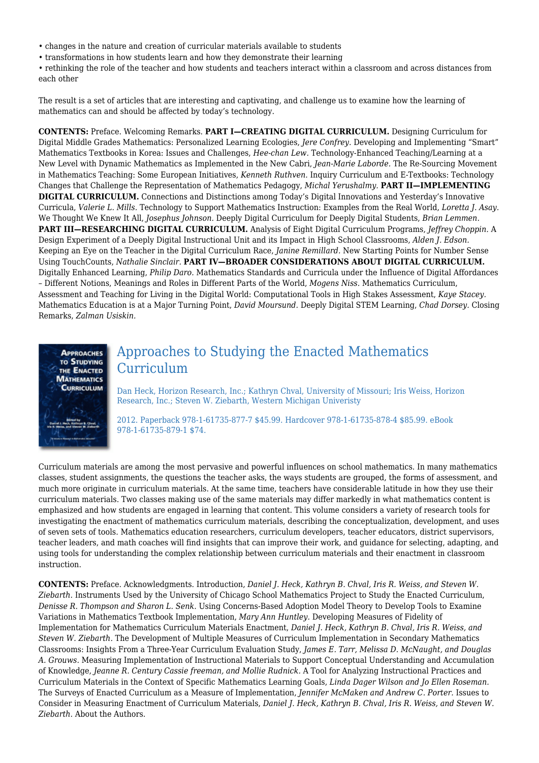- changes in the nature and creation of curricular materials available to students
- transformations in how students learn and how they demonstrate their learning
- rethinking the role of the teacher and how students and teachers interact within a classroom and across distances from each other

The result is a set of articles that are interesting and captivating, and challenge us to examine how the learning of mathematics can and should be affected by today's technology.

**CONTENTS:** Preface. Welcoming Remarks. **PART I—CREATING DIGITAL CURRICULUM.** Designing Curriculum for Digital Middle Grades Mathematics: Personalized Learning Ecologies, *Jere Confrey.* Developing and Implementing "Smart" Mathematics Textbooks in Korea: Issues and Challenges, *Hee-chan Lew.* Technology-Enhanced Teaching/Learning at a New Level with Dynamic Mathematics as Implemented in the New Cabri, *Jean-Marie Laborde.* The Re-Sourcing Movement in Mathematics Teaching: Some European Initiatives, *Kenneth Ruthven.* Inquiry Curriculum and E-Textbooks: Technology Changes that Challenge the Representation of Mathematics Pedagogy, *Michal Yerushalmy.* **PART II—IMPLEMENTING DIGITAL CURRICULUM.** Connections and Distinctions among Today's Digital Innovations and Yesterday's Innovative Curricula, *Valerie L. Mills.* Technology to Support Mathematics Instruction: Examples from the Real World, *Loretta J. Asay.* We Thought We Knew It All, *Josephus Johnson.* Deeply Digital Curriculum for Deeply Digital Students, *Brian Lemmen.* **PART III—RESEARCHING DIGITAL CURRICULUM.** Analysis of Eight Digital Curriculum Programs, *Jeffrey Choppin.* A Design Experiment of a Deeply Digital Instructional Unit and its Impact in High School Classrooms, *Alden J. Edson.* Keeping an Eye on the Teacher in the Digital Curriculum Race, *Janine Remillard.* New Starting Points for Number Sense Using TouchCounts, *Nathalie Sinclair.* **PART IV—BROADER CONSIDERATIONS ABOUT DIGITAL CURRICULUM.** Digitally Enhanced Learning, *Philip Daro.* Mathematics Standards and Curricula under the Influence of Digital Affordances – Different Notions, Meanings and Roles in Different Parts of the World, *Mogens Niss.* Mathematics Curriculum, Assessment and Teaching for Living in the Digital World: Computational Tools in High Stakes Assessment, *Kaye Stacey.* Mathematics Education is at a Major Turning Point, *David Moursund.* Deeply Digital STEM Learning, *Chad Dorsey.* Closing Remarks, *Zalman Usiskin.*

## Approaches to Studying the Enacted Mathematics Curriculum

Dan Heck, Horizon Research, Inc.; Kathryn Chval, University of Missouri; Iris Weiss, Horizon Research, Inc.; Steven W. Ziebarth, Western Michigan Univeristy

2012. Paperback 978-1-61735-877-7 $45.99. Hardcover 978-1-61735-878-4 $85.99. eBook 978-1-61735-879-1 $74.

Curriculum materials are among the most pervasive and powerful influences on school mathematics. In many mathematics classes, student assignments, the questions the teacher asks, the ways students are grouped, the forms of assessment, and much more originate in curriculum materials. At the same time, teachers have considerable latitude in how they use their curriculum materials. Two classes making use of the same materials may differ markedly in what mathematics content is emphasized and how students are engaged in learning that content. This volume considers a variety of research tools for investigating the enactment of mathematics curriculum materials, describing the conceptualization, development, and uses of seven sets of tools. Mathematics education researchers, curriculum developers, teacher educators, district supervisors, teacher leaders, and math coaches will find insights that can improve their work, and guidance for selecting, adapting, and using tools for understanding the complex relationship between curriculum materials and their enactment in classroom instruction.

**CONTENTS:** Preface. Acknowledgments. Introduction, *Daniel J. Heck, Kathryn B. Chval, Iris R. Weiss, and Steven W. Ziebarth.* Instruments Used by the University of Chicago School Mathematics Project to Study the Enacted Curriculum, *Denisse R. Thompson and Sharon L. Senk.* Using Concerns-Based Adoption Model Theory to Develop Tools to Examine Variations in Mathematics Textbook Implementation, *Mary Ann Huntley.* Developing Measures of Fidelity of Implementation for Mathematics Curriculum Materials Enactment, *Daniel J. Heck, Kathryn B. Chval, Iris R. Weiss, and Steven W. Ziebarth.* The Development of Multiple Measures of Curriculum Implementation in Secondary Mathematics Classrooms: Insights From a Three-Year Curriculum Evaluation Study, *James E. Tarr, Melissa D. McNaught, and Douglas A. Grouws.* Measuring Implementation of Instructional Materials to Support Conceptual Understanding and Accumulation of Knowledge, *Jeanne R. Century Cassie freeman, and Mollie Rudnick.* A Tool for Analyzing Instructional Practices and Curriculum Materials in the Context of Specific Mathematics Learning Goals, *Linda Dager Wilson and Jo Ellen Roseman.* The Surveys of Enacted Curriculum as a Measure of Implementation, *Jennifer McMaken and Andrew C. Porter.* Issues to Consider in Measuring Enactment of Curriculum Materials, *Daniel J. Heck, Kathryn B. Chval, Iris R. Weiss, and Steven W. Ziebarth.* About the Authors.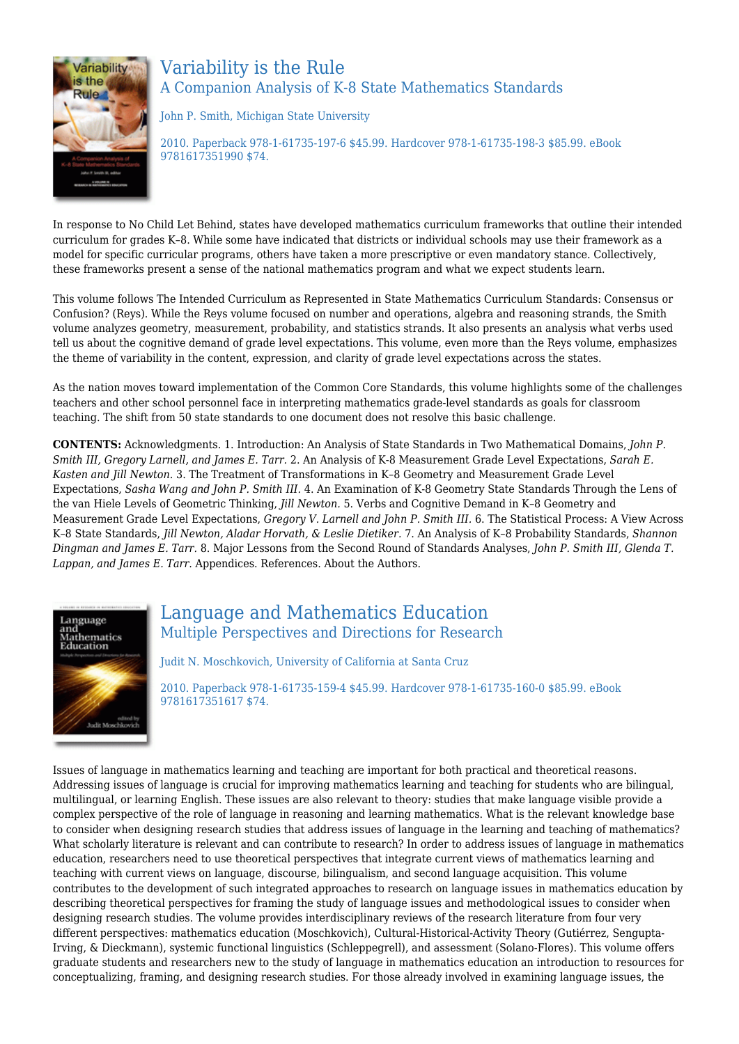## Variability is the Rule

### A Companion Analysis of K-8 State Mathematics Standards

John P. Smith, Michigan State University

2010. Paperback 978-1-61735-197-6 $45.99. Hardcover 978-1-61735-198-3 $85.99. eBook 9781617351990 $74.

In response to No Child Let Behind, states have developed mathematics curriculum frameworks that outline their intended curriculum for grades K–8. While some have indicated that districts or individual schools may use their framework as a model for specific curricular programs, others have taken a more prescriptive or even mandatory stance. Collectively, these frameworks present a sense of the national mathematics program and what we expect students learn.

This volume follows The Intended Curriculum as Represented in State Mathematics Curriculum Standards: Consensus or Confusion? (Reys). While the Reys volume focused on number and operations, algebra and reasoning strands, the Smith volume analyzes geometry, measurement, probability, and statistics strands. It also presents an analysis what verbs used tell us about the cognitive demand of grade level expectations. This volume, even more than the Reys volume, emphasizes the theme of variability in the content, expression, and clarity of grade level expectations across the states.

As the nation moves toward implementation of the Common Core Standards, this volume highlights some of the challenges teachers and other school personnel face in interpreting mathematics grade-level standards as goals for classroom teaching. The shift from 50 state standards to one document does not resolve this basic challenge.

**CONTENTS:** Acknowledgments. 1. Introduction: An Analysis of State Standards in Two Mathematical Domains, *John P. Smith III, Gregory Larnell, and James E. Tarr.* 2. An Analysis of K-8 Measurement Grade Level Expectations, *Sarah E. Kasten and Jill Newton.* 3. The Treatment of Transformations in K–8 Geometry and Measurement Grade Level Expectations, *Sasha Wang and John P. Smith III.* 4. An Examination of K-8 Geometry State Standards Through the Lens of the van Hiele Levels of Geometric Thinking, *Jill Newton.* 5. Verbs and Cognitive Demand in K–8 Geometry and Measurement Grade Level Expectations, *Gregory V. Larnell and John P. Smith III.* 6. The Statistical Process: A View Across K–8 State Standards, *Jill Newton, Aladar Horvath, & Leslie Dietiker.* 7. An Analysis of K–8 Probability Standards, *Shannon Dingman and James E. Tarr.* 8. Major Lessons from the Second Round of Standards Analyses, *John P. Smith III, Glenda T. Lappan, and James E. Tarr.* Appendices. References. About the Authors.

## Language and Mathematics Education

### Multiple Perspectives and Directions for Research

Judit N. Moschkovich, University of California at Santa Cruz

2010. Paperback 978-1-61735-159-4 $45.99. Hardcover 978-1-61735-160-0 $85.99. eBook 9781617351617 $74.

Issues of language in mathematics learning and teaching are important for both practical and theoretical reasons. Addressing issues of language is crucial for improving mathematics learning and teaching for students who are bilingual, multilingual, or learning English. These issues are also relevant to theory: studies that make language visible provide a complex perspective of the role of language in reasoning and learning mathematics. What is the relevant knowledge base to consider when designing research studies that address issues of language in the learning and teaching of mathematics? What scholarly literature is relevant and can contribute to research? In order to address issues of language in mathematics education, researchers need to use theoretical perspectives that integrate current views of mathematics learning and teaching with current views on language, discourse, bilingualism, and second language acquisition. This volume contributes to the development of such integrated approaches to research on language issues in mathematics education by describing theoretical perspectives for framing the study of language issues and methodological issues to consider when designing research studies. The volume provides interdisciplinary reviews of the research literature from four very different perspectives: mathematics education (Moschkovich), Cultural-Historical-Activity Theory (Gutiérrez, Sengupta-Irving, & Dieckmann), systemic functional linguistics (Schleppegrell), and assessment (Solano-Flores). This volume offers graduate students and researchers new to the study of language in mathematics education an introduction to resources for conceptualizing, framing, and designing research studies. For those already involved in examining language issues, the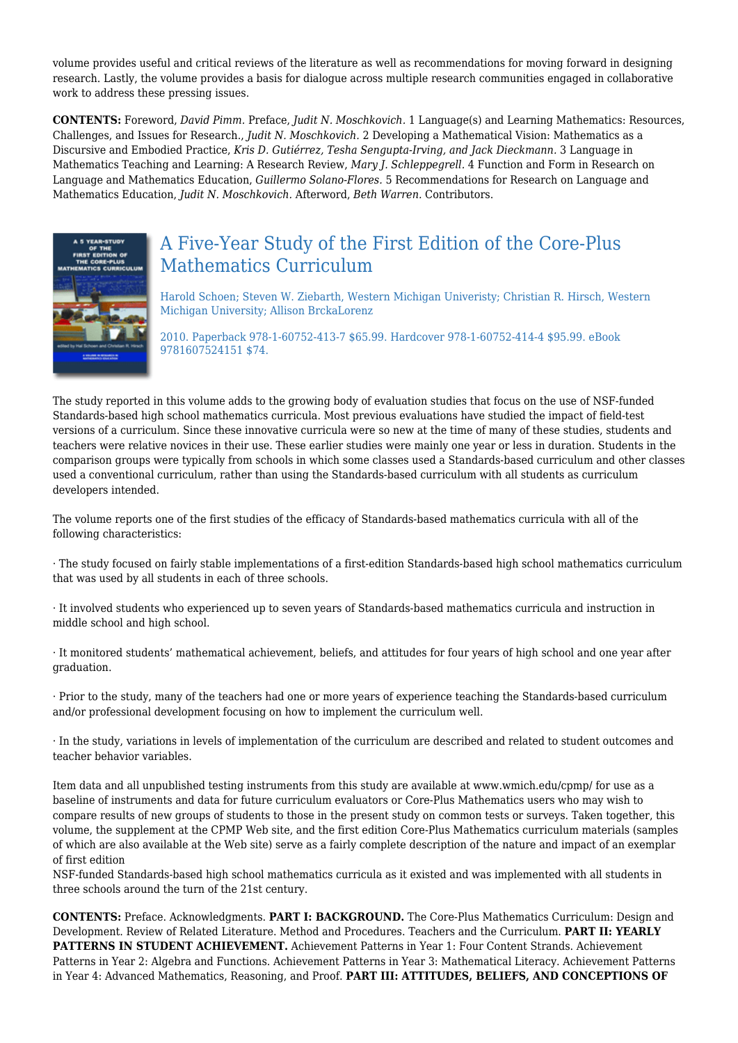volume provides useful and critical reviews of the literature as well as recommendations for moving forward in designing research. Lastly, the volume provides a basis for dialogue across multiple research communities engaged in collaborative work to address these pressing issues.

**CONTENTS:** Foreword, *David Pimm.* Preface, *Judit N. Moschkovich.* 1 Language(s) and Learning Mathematics: Resources, Challenges, and Issues for Research., *Judit N. Moschkovich.* 2 Developing a Mathematical Vision: Mathematics as a Discursive and Embodied Practice, *Kris D. Gutiérrez, Tesha Sengupta-Irving, and Jack Dieckmann.* 3 Language in Mathematics Teaching and Learning: A Research Review, *Mary J. Schleppegrell.* 4 Function and Form in Research on Language and Mathematics Education, *Guillermo Solano-Flores.* 5 Recommendations for Research on Language and Mathematics Education, *Judit N. Moschkovich.* Afterword, *Beth Warren.* Contributors.

## A Five-Year Study of the First Edition of the Core-Plus Mathematics Curriculum

Harold Schoen; Steven W. Ziebarth, Western Michigan Univeristy; Christian R. Hirsch, Western Michigan University; Allison BrckaLorenz

2010. Paperback 978-1-60752-413-7 $65.99. Hardcover 978-1-60752-414-4 $95.99. eBook 9781607524151 $74.

The study reported in this volume adds to the growing body of evaluation studies that focus on the use of NSF-funded Standards-based high school mathematics curricula. Most previous evaluations have studied the impact of field-test versions of a curriculum. Since these innovative curricula were so new at the time of many of these studies, students and teachers were relative novices in their use. These earlier studies were mainly one year or less in duration. Students in the comparison groups were typically from schools in which some classes used a Standards-based curriculum and other classes used a conventional curriculum, rather than using the Standards-based curriculum with all students as curriculum developers intended.

The volume reports one of the first studies of the efficacy of Standards-based mathematics curricula with all of the following characteristics:

· The study focused on fairly stable implementations of a first-edition Standards-based high school mathematics curriculum that was used by all students in each of three schools.

· It involved students who experienced up to seven years of Standards-based mathematics curricula and instruction in middle school and high school.

· It monitored students' mathematical achievement, beliefs, and attitudes for four years of high school and one year after graduation.

· Prior to the study, many of the teachers had one or more years of experience teaching the Standards-based curriculum and/or professional development focusing on how to implement the curriculum well.

· In the study, variations in levels of implementation of the curriculum are described and related to student outcomes and teacher behavior variables.

Item data and all unpublished testing instruments from this study are available at www.wmich.edu/cpmp/ for use as a baseline of instruments and data for future curriculum evaluators or Core-Plus Mathematics users who may wish to compare results of new groups of students to those in the present study on common tests or surveys. Taken together, this volume, the supplement at the CPMP Web site, and the first edition Core-Plus Mathematics curriculum materials (samples of which are also available at the Web site) serve as a fairly complete description of the nature and impact of an exemplar of first edition
NSF-funded Standards-based high school mathematics curricula as it existed and was implemented with all students in three schools around the turn of the 21st century.

**CONTENTS:** Preface. Acknowledgments. **PART I: BACKGROUND.** The Core-Plus Mathematics Curriculum: Design and Development. Review of Related Literature. Method and Procedures. Teachers and the Curriculum. **PART II: YEARLY PATTERNS IN STUDENT ACHIEVEMENT.** Achievement Patterns in Year 1: Four Content Strands. Achievement Patterns in Year 2: Algebra and Functions. Achievement Patterns in Year 3: Mathematical Literacy. Achievement Patterns in Year 4: Advanced Mathematics, Reasoning, and Proof. **PART III: ATTITUDES, BELIEFS, AND CONCEPTIONS OF**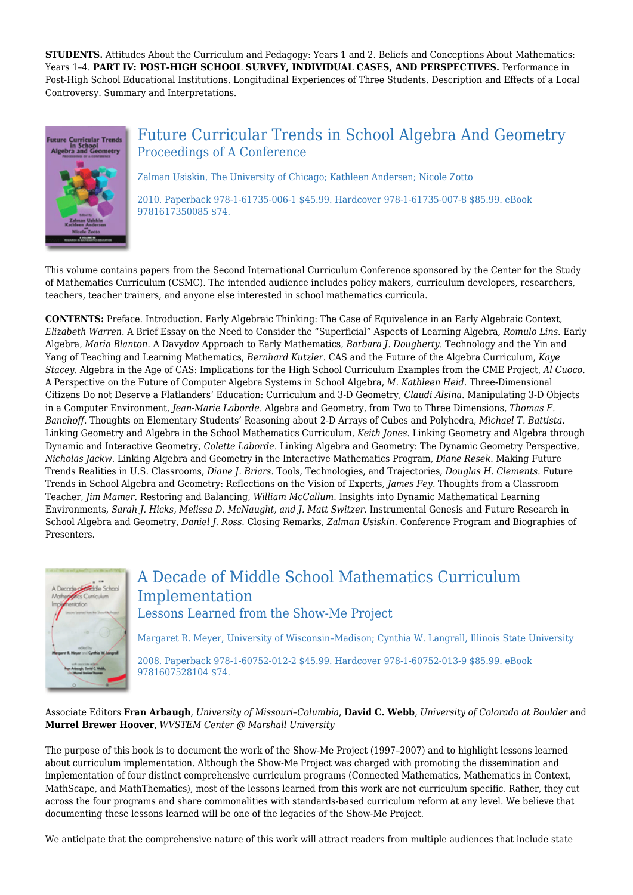**STUDENTS.** Attitudes About the Curriculum and Pedagogy: Years 1 and 2. Beliefs and Conceptions About Mathematics: Years 1–4. **PART IV: POST-HIGH SCHOOL SURVEY, INDIVIDUAL CASES, AND PERSPECTIVES.** Performance in Post-High School Educational Institutions. Longitudinal Experiences of Three Students. Description and Effects of a Local Controversy. Summary and Interpretations.

## Future Curricular Trends in School Algebra And Geometry

### Proceedings of A Conference

Zalman Usiskin, The University of Chicago; Kathleen Andersen; Nicole Zotto

2010. Paperback 978-1-61735-006-1 $45.99. Hardcover 978-1-61735-007-8 $85.99. eBook 9781617350085 $74.

This volume contains papers from the Second International Curriculum Conference sponsored by the Center for the Study of Mathematics Curriculum (CSMC). The intended audience includes policy makers, curriculum developers, researchers, teachers, teacher trainers, and anyone else interested in school mathematics curricula.

**CONTENTS:** Preface. Introduction. Early Algebraic Thinking: The Case of Equivalence in an Early Algebraic Context, *Elizabeth Warren.* A Brief Essay on the Need to Consider the "Superficial" Aspects of Learning Algebra, *Romulo Lins.* Early Algebra, *Maria Blanton.* A Davydov Approach to Early Mathematics, *Barbara J. Dougherty.* Technology and the Yin and Yang of Teaching and Learning Mathematics, *Bernhard Kutzler.* CAS and the Future of the Algebra Curriculum, *Kaye Stacey.* Algebra in the Age of CAS: Implications for the High School Curriculum Examples from the CME Project, *Al Cuoco.* A Perspective on the Future of Computer Algebra Systems in School Algebra, *M. Kathleen Heid.* Three-Dimensional Citizens Do not Deserve a Flatlanders' Education: Curriculum and 3-D Geometry, *Claudi Alsina.* Manipulating 3-D Objects in a Computer Environment, *Jean-Marie Laborde.* Algebra and Geometry, from Two to Three Dimensions, *Thomas F. Banchoff.* Thoughts on Elementary Students' Reasoning about 2-D Arrays of Cubes and Polyhedra, *Michael T. Battista.* Linking Geometry and Algebra in the School Mathematics Curriculum, *Keith Jones.* Linking Geometry and Algebra through Dynamic and Interactive Geometry, *Colette Laborde.* Linking Algebra and Geometry: The Dynamic Geometry Perspective, *Nicholas Jackw.* Linking Algebra and Geometry in the Interactive Mathematics Program, *Diane Resek.* Making Future Trends Realities in U.S. Classrooms, *Diane J. Briars.* Tools, Technologies, and Trajectories, *Douglas H. Clements.* Future Trends in School Algebra and Geometry: Reflections on the Vision of Experts, *James Fey.* Thoughts from a Classroom Teacher, *Jim Mamer.* Restoring and Balancing, *William McCallum.* Insights into Dynamic Mathematical Learning Environments, *Sarah J. Hicks, Melissa D. McNaught, and J. Matt Switzer.* Instrumental Genesis and Future Research in School Algebra and Geometry, *Daniel J. Ross.* Closing Remarks, *Zalman Usiskin.* Conference Program and Biographies of Presenters.

## A Decade of Middle School Mathematics Curriculum Implementation

### Lessons Learned from the Show-Me Project

Margaret R. Meyer, University of Wisconsin–Madison; Cynthia W. Langrall, Illinois State University

2008. Paperback 978-1-60752-012-2 $45.99. Hardcover 978-1-60752-013-9 $85.99. eBook 9781607528104 $74.

Associate Editors **Fran Arbaugh**, *University of Missouri–Columbia*, **David C. Webb**, *University of Colorado at Boulder* and **Murrel Brewer Hoover**, *WVSTEM Center @ Marshall University*

The purpose of this book is to document the work of the Show-Me Project (1997–2007) and to highlight lessons learned about curriculum implementation. Although the Show-Me Project was charged with promoting the dissemination and implementation of four distinct comprehensive curriculum programs (Connected Mathematics, Mathematics in Context, MathScape, and MathThematics), most of the lessons learned from this work are not curriculum specific. Rather, they cut across the four programs and share commonalities with standards-based curriculum reform at any level. We believe that documenting these lessons learned will be one of the legacies of the Show-Me Project.

We anticipate that the comprehensive nature of this work will attract readers from multiple audiences that include state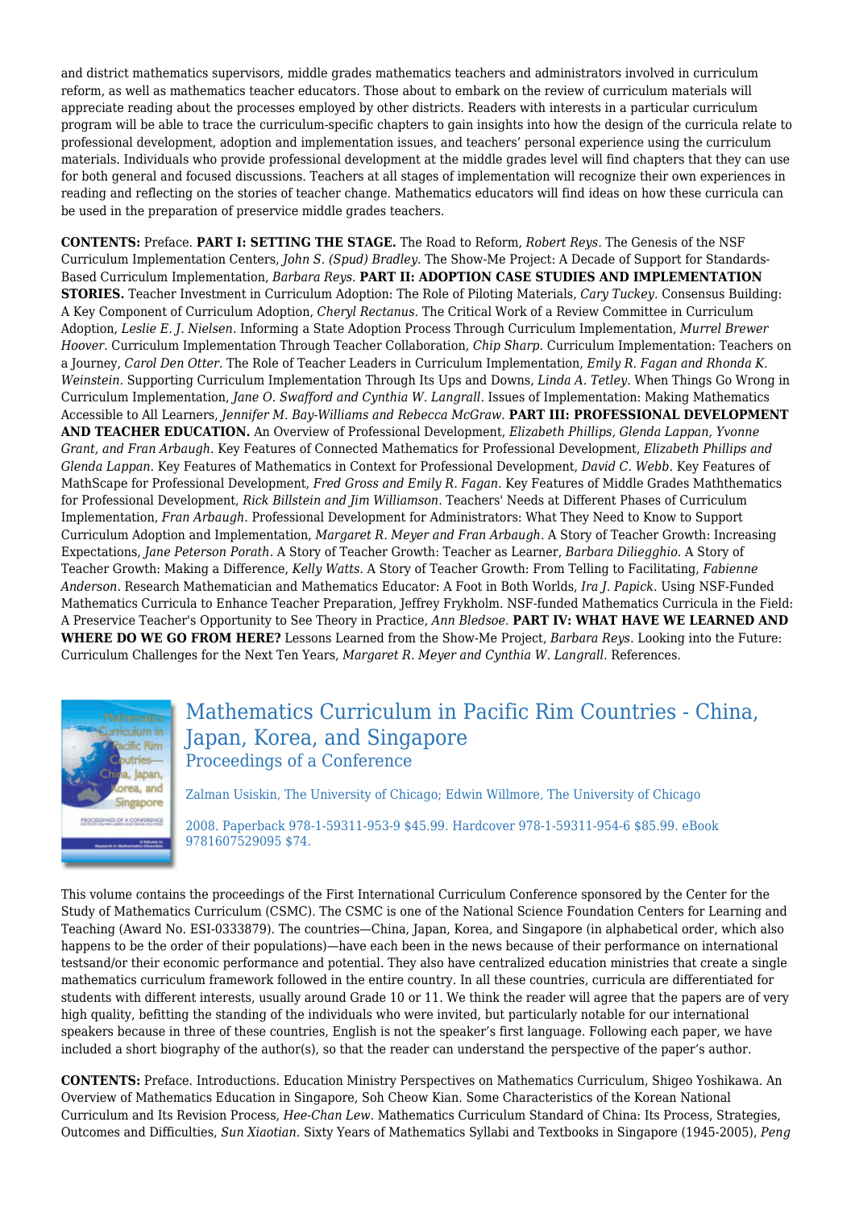and district mathematics supervisors, middle grades mathematics teachers and administrators involved in curriculum reform, as well as mathematics teacher educators. Those about to embark on the review of curriculum materials will appreciate reading about the processes employed by other districts. Readers with interests in a particular curriculum program will be able to trace the curriculum-specific chapters to gain insights into how the design of the curricula relate to professional development, adoption and implementation issues, and teachers' personal experience using the curriculum materials. Individuals who provide professional development at the middle grades level will find chapters that they can use for both general and focused discussions. Teachers at all stages of implementation will recognize their own experiences in reading and reflecting on the stories of teacher change. Mathematics educators will find ideas on how these curricula can be used in the preparation of preservice middle grades teachers.

**CONTENTS:** Preface. **PART I: SETTING THE STAGE.** The Road to Reform, *Robert Reys.* The Genesis of the NSF Curriculum Implementation Centers, *John S. (Spud) Bradley.* The Show-Me Project: A Decade of Support for Standards-Based Curriculum Implementation, *Barbara Reys.* **PART II: ADOPTION CASE STUDIES AND IMPLEMENTATION STORIES.** Teacher Investment in Curriculum Adoption: The Role of Piloting Materials, *Cary Tuckey.* Consensus Building: A Key Component of Curriculum Adoption, *Cheryl Rectanus.* The Critical Work of a Review Committee in Curriculum Adoption, *Leslie E. J. Nielsen.* Informing a State Adoption Process Through Curriculum Implementation, *Murrel Brewer Hoover.* Curriculum Implementation Through Teacher Collaboration, *Chip Sharp.* Curriculum Implementation: Teachers on a Journey, *Carol Den Otter.* The Role of Teacher Leaders in Curriculum Implementation, *Emily R. Fagan and Rhonda K. Weinstein.* Supporting Curriculum Implementation Through Its Ups and Downs, *Linda A. Tetley.* When Things Go Wrong in Curriculum Implementation, *Jane O. Swafford and Cynthia W. Langrall.* Issues of Implementation: Making Mathematics Accessible to All Learners, *Jennifer M. Bay-Williams and Rebecca McGraw.* **PART III: PROFESSIONAL DEVELOPMENT AND TEACHER EDUCATION.** An Overview of Professional Development, *Elizabeth Phillips, Glenda Lappan, Yvonne Grant, and Fran Arbaugh.* Key Features of Connected Mathematics for Professional Development, *Elizabeth Phillips and Glenda Lappan.* Key Features of Mathematics in Context for Professional Development, *David C. Webb.* Key Features of MathScape for Professional Development, *Fred Gross and Emily R. Fagan.* Key Features of Middle Grades Maththematics for Professional Development, *Rick Billstein and Jim Williamson.* Teachers' Needs at Different Phases of Curriculum Implementation, *Fran Arbaugh.* Professional Development for Administrators: What They Need to Know to Support Curriculum Adoption and Implementation, *Margaret R. Meyer and Fran Arbaugh.* A Story of Teacher Growth: Increasing Expectations, *Jane Peterson Porath.* A Story of Teacher Growth: Teacher as Learner, *Barbara Dilieggхio.* A Story of Teacher Growth: Making a Difference, *Kelly Watts.* A Story of Teacher Growth: From Telling to Facilitating, *Fabienne Anderson.* Research Mathematician and Mathematics Educator: A Foot in Both Worlds, *Ira J. Papick.* Using NSF-Funded Mathematics Curricula to Enhance Teacher Preparation, Jeffrey Frykholm. NSF-funded Mathematics Curricula in the Field: A Preservice Teacher's Opportunity to See Theory in Practice, *Ann Bledsoe.* **PART IV: WHAT HAVE WE LEARNED AND WHERE DO WE GO FROM HERE?** Lessons Learned from the Show-Me Project, *Barbara Reys.* Looking into the Future: Curriculum Challenges for the Next Ten Years, *Margaret R. Meyer and Cynthia W. Langrall.* References.

## Mathematics Curriculum in Pacific Rim Countries - China, Japan, Korea, and Singapore

### Proceedings of a Conference

Zalman Usiskin, The University of Chicago; Edwin Willmore, The University of Chicago

2008. Paperback 978-1-59311-953-9 $45.99. Hardcover 978-1-59311-954-6 $85.99. eBook 9781607529095 $74.

This volume contains the proceedings of the First International Curriculum Conference sponsored by the Center for the Study of Mathematics Curriculum (CSMC). The CSMC is one of the National Science Foundation Centers for Learning and Teaching (Award No. ESI-0333879). The countries—China, Japan, Korea, and Singapore (in alphabetical order, which also happens to be the order of their populations)—have each been in the news because of their performance on international testsand/or their economic performance and potential. They also have centralized education ministries that create a single mathematics curriculum framework followed in the entire country. In all these countries, curricula are differentiated for students with different interests, usually around Grade 10 or 11. We think the reader will agree that the papers are of very high quality, befitting the standing of the individuals who were invited, but particularly notable for our international speakers because in three of these countries, English is not the speaker's first language. Following each paper, we have included a short biography of the author(s), so that the reader can understand the perspective of the paper's author.

**CONTENTS:** Preface. Introductions. Education Ministry Perspectives on Mathematics Curriculum, Shigeo Yoshikawa. An Overview of Mathematics Education in Singapore, Soh Cheow Kian. Some Characteristics of the Korean National Curriculum and Its Revision Process, *Hee-Chan Lew.* Mathematics Curriculum Standard of China: Its Process, Strategies, Outcomes and Difficulties, *Sun Xiaotian.* Sixty Years of Mathematics Syllabi and Textbooks in Singapore (1945-2005), *Peng*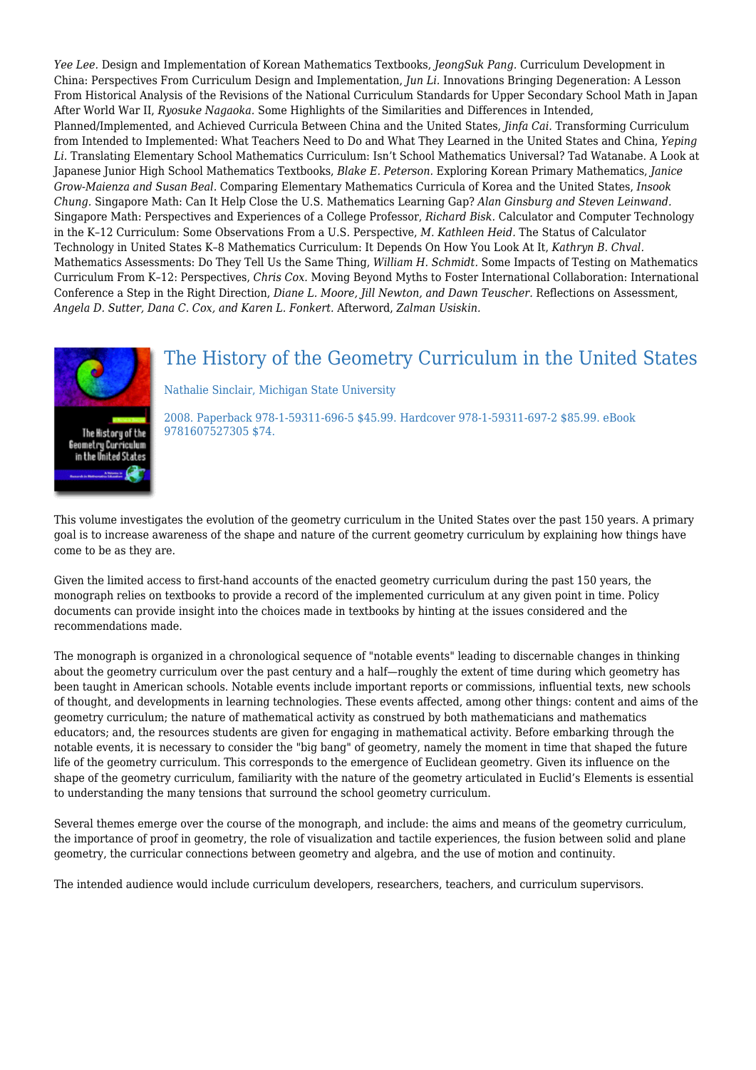*Yee Lee.* Design and Implementation of Korean Mathematics Textbooks, *JeongSuk Pang.* Curriculum Development in China: Perspectives From Curriculum Design and Implementation, *Jun Li.* Innovations Bringing Degeneration: A Lesson From Historical Analysis of the Revisions of the National Curriculum Standards for Upper Secondary School Math in Japan After World War II, *Ryosuke Nagaoka.* Some Highlights of the Similarities and Differences in Intended, Planned/Implemented, and Achieved Curricula Between China and the United States, *Jinfa Cai.* Transforming Curriculum from Intended to Implemented: What Teachers Need to Do and What They Learned in the United States and China, *Yeping Li.* Translating Elementary School Mathematics Curriculum: Isn't School Mathematics Universal? Tad Watanabe. A Look at Japanese Junior High School Mathematics Textbooks, *Blake E. Peterson.* Exploring Korean Primary Mathematics, *Janice Grow-Maienza and Susan Beal.* Comparing Elementary Mathematics Curricula of Korea and the United States, *Insook Chung.* Singapore Math: Can It Help Close the U.S. Mathematics Learning Gap? *Alan Ginsburg and Steven Leinwand.* Singapore Math: Perspectives and Experiences of a College Professor, *Richard Bisk.* Calculator and Computer Technology in the K–12 Curriculum: Some Observations From a U.S. Perspective, *M. Kathleen Heid.* The Status of Calculator Technology in United States K–8 Mathematics Curriculum: It Depends On How You Look At It, *Kathryn B. Chval.* Mathematics Assessments: Do They Tell Us the Same Thing, *William H. Schmidt.* Some Impacts of Testing on Mathematics Curriculum From K–12: Perspectives, *Chris Cox.* Moving Beyond Myths to Foster International Collaboration: International Conference a Step in the Right Direction, *Diane L. Moore, Jill Newton, and Dawn Teuscher.* Reflections on Assessment, *Angela D. Sutter, Dana C. Cox, and Karen L. Fonkert.* Afterword, *Zalman Usiskin.*

## The History of the Geometry Curriculum in the United States

Nathalie Sinclair, Michigan State University

2008. Paperback 978-1-59311-696-5 $45.99. Hardcover 978-1-59311-697-2 $85.99. eBook 9781607527305 $74.

This volume investigates the evolution of the geometry curriculum in the United States over the past 150 years. A primary goal is to increase awareness of the shape and nature of the current geometry curriculum by explaining how things have come to be as they are.

Given the limited access to first-hand accounts of the enacted geometry curriculum during the past 150 years, the monograph relies on textbooks to provide a record of the implemented curriculum at any given point in time. Policy documents can provide insight into the choices made in textbooks by hinting at the issues considered and the recommendations made.

The monograph is organized in a chronological sequence of "notable events" leading to discernable changes in thinking about the geometry curriculum over the past century and a half—roughly the extent of time during which geometry has been taught in American schools. Notable events include important reports or commissions, influential texts, new schools of thought, and developments in learning technologies. These events affected, among other things: content and aims of the geometry curriculum; the nature of mathematical activity as construed by both mathematicians and mathematics educators; and, the resources students are given for engaging in mathematical activity. Before embarking through the notable events, it is necessary to consider the "big bang" of geometry, namely the moment in time that shaped the future life of the geometry curriculum. This corresponds to the emergence of Euclidean geometry. Given its influence on the shape of the geometry curriculum, familiarity with the nature of the geometry articulated in Euclid's Elements is essential to understanding the many tensions that surround the school geometry curriculum.

Several themes emerge over the course of the monograph, and include: the aims and means of the geometry curriculum, the importance of proof in geometry, the role of visualization and tactile experiences, the fusion between solid and plane geometry, the curricular connections between geometry and algebra, and the use of motion and continuity.

The intended audience would include curriculum developers, researchers, teachers, and curriculum supervisors.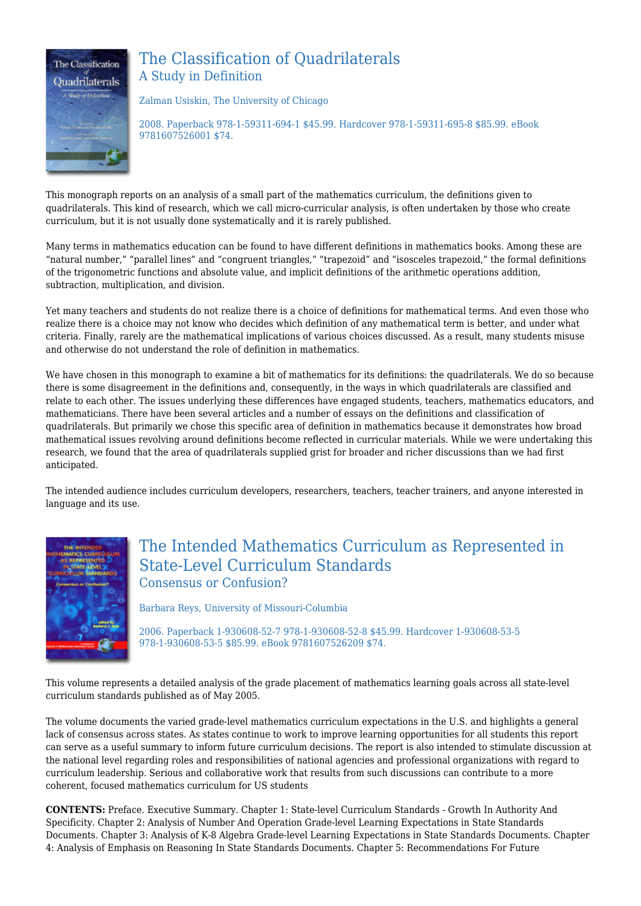## The Classification of Quadrilaterals

### A Study in Definition

Zalman Usiskin, The University of Chicago

2008. Paperback 978-1-59311-694-1 $45.99. Hardcover 978-1-59311-695-8 $85.99. eBook 9781607526001 $74.

This monograph reports on an analysis of a small part of the mathematics curriculum, the definitions given to quadrilaterals. This kind of research, which we call micro-curricular analysis, is often undertaken by those who create curriculum, but it is not usually done systematically and it is rarely published.

Many terms in mathematics education can be found to have different definitions in mathematics books. Among these are "natural number," "parallel lines" and "congruent triangles," "trapezoid" and "isosceles trapezoid," the formal definitions of the trigonometric functions and absolute value, and implicit definitions of the arithmetic operations addition, subtraction, multiplication, and division.

Yet many teachers and students do not realize there is a choice of definitions for mathematical terms. And even those who realize there is a choice may not know who decides which definition of any mathematical term is better, and under what criteria. Finally, rarely are the mathematical implications of various choices discussed. As a result, many students misuse and otherwise do not understand the role of definition in mathematics.

We have chosen in this monograph to examine a bit of mathematics for its definitions: the quadrilaterals. We do so because there is some disagreement in the definitions and, consequently, in the ways in which quadrilaterals are classified and relate to each other. The issues underlying these differences have engaged students, teachers, mathematics educators, and mathematicians. There have been several articles and a number of essays on the definitions and classification of quadrilaterals. But primarily we chose this specific area of definition in mathematics because it demonstrates how broad mathematical issues revolving around definitions become reflected in curricular materials. While we were undertaking this research, we found that the area of quadrilaterals supplied grist for broader and richer discussions than we had first anticipated.

The intended audience includes curriculum developers, researchers, teachers, teacher trainers, and anyone interested in language and its use.

## The Intended Mathematics Curriculum as Represented in State-Level Curriculum Standards

### Consensus or Confusion?

Barbara Reys, University of Missouri-Columbia

2006. Paperback 1-930608-52-7 978-1-930608-52-8 $45.99. Hardcover 1-930608-53-5 978-1-930608-53-5 $85.99. eBook 9781607526209 $74.

This volume represents a detailed analysis of the grade placement of mathematics learning goals across all state-level curriculum standards published as of May 2005.

The volume documents the varied grade-level mathematics curriculum expectations in the U.S. and highlights a general lack of consensus across states. As states continue to work to improve learning opportunities for all students this report can serve as a useful summary to inform future curriculum decisions. The report is also intended to stimulate discussion at the national level regarding roles and responsibilities of national agencies and professional organizations with regard to curriculum leadership. Serious and collaborative work that results from such discussions can contribute to a more coherent, focused mathematics curriculum for US students

**CONTENTS:** Preface. Executive Summary. Chapter 1: State-level Curriculum Standards - Growth In Authority And Specificity. Chapter 2: Analysis of Number And Operation Grade-level Learning Expectations in State Standards Documents. Chapter 3: Analysis of K-8 Algebra Grade-level Learning Expectations in State Standards Documents. Chapter 4: Analysis of Emphasis on Reasoning In State Standards Documents. Chapter 5: Recommendations For Future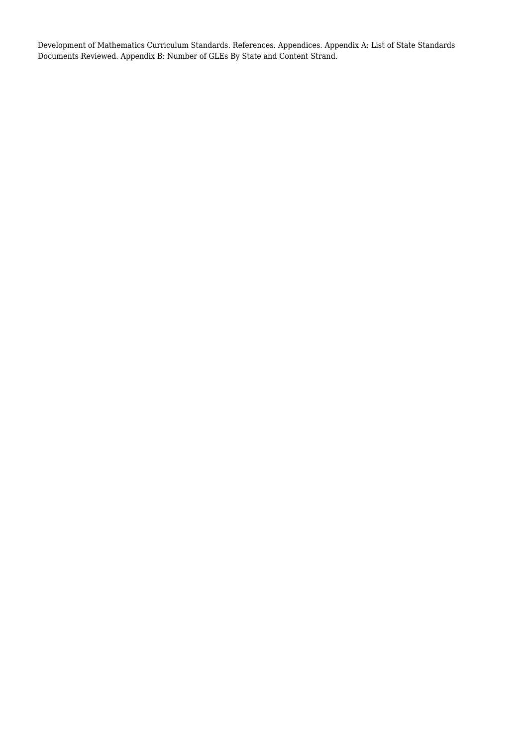Development of Mathematics Curriculum Standards. References. Appendices. Appendix A: List of State Standards Documents Reviewed. Appendix B: Number of GLEs By State and Content Strand.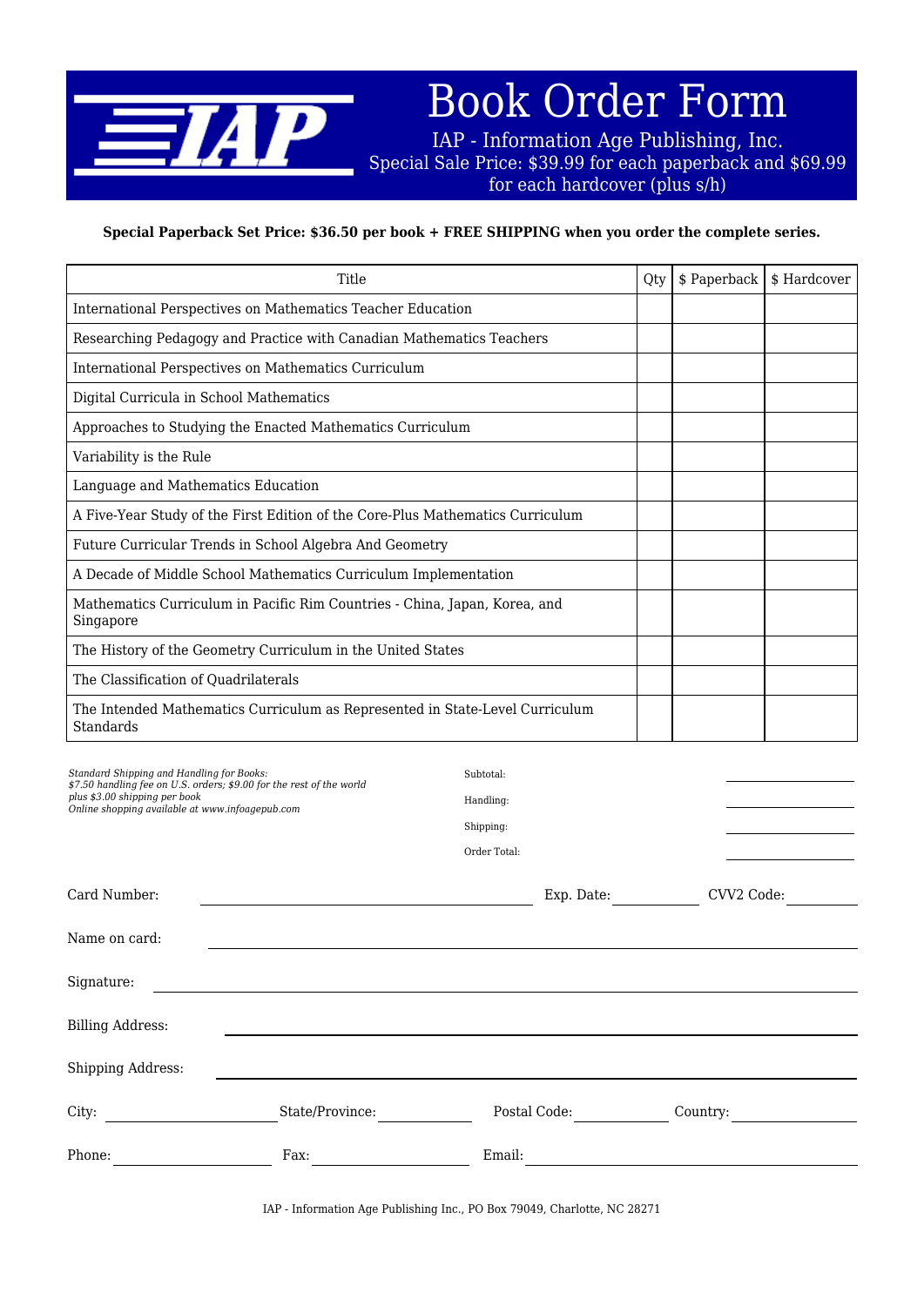# Book Order Form

IAP - Information Age Publishing, Inc.
Special Sale Price: $39.99 for each paperback and $69.99 for each hardcover (plus s/h)

**Special Paperback Set Price: $36.50 per book + FREE SHIPPING when you order the complete series.**

| Title | Qty | $ Paperback | $ Hardcover |
|---|---|---|---|
| International Perspectives on Mathematics Teacher Education | | | |
| Researching Pedagogy and Practice with Canadian Mathematics Teachers | | | |
| International Perspectives on Mathematics Curriculum | | | |
| Digital Curricula in School Mathematics | | | |
| Approaches to Studying the Enacted Mathematics Curriculum | | | |
| Variability is the Rule | | | |
| Language and Mathematics Education | | | |
| A Five-Year Study of the First Edition of the Core-Plus Mathematics Curriculum | | | |
| Future Curricular Trends in School Algebra And Geometry | | | |
| A Decade of Middle School Mathematics Curriculum Implementation | | | |
| Mathematics Curriculum in Pacific Rim Countries - China, Japan, Korea, and Singapore | | | |
| The History of the Geometry Curriculum in the United States | | | |
| The Classification of Quadrilaterals | | | |
| The Intended Mathematics Curriculum as Represented in State-Level Curriculum Standards | | | |

*Standard Shipping and Handling for Books:*
*$7.50 handling fee on U.S. orders; $9.00 for the rest of the world plus $3.00 shipping per book*
*Online shopping available at www.infoagepub.com*

Subtotal: ____________

Handling: ____________

Shipping: ____________

Order Total: ____________

Card Number: ____________ Exp. Date: ____________ CVV2 Code: ____________

Name on card: ____________

Signature: ____________

Billing Address: ____________

Shipping Address: ____________

City: ____________ State/Province: ____________ Postal Code: ____________ Country: ____________

Phone: ____________ Fax: ____________ Email: ____________

IAP - Information Age Publishing Inc., PO Box 79049, Charlotte, NC 28271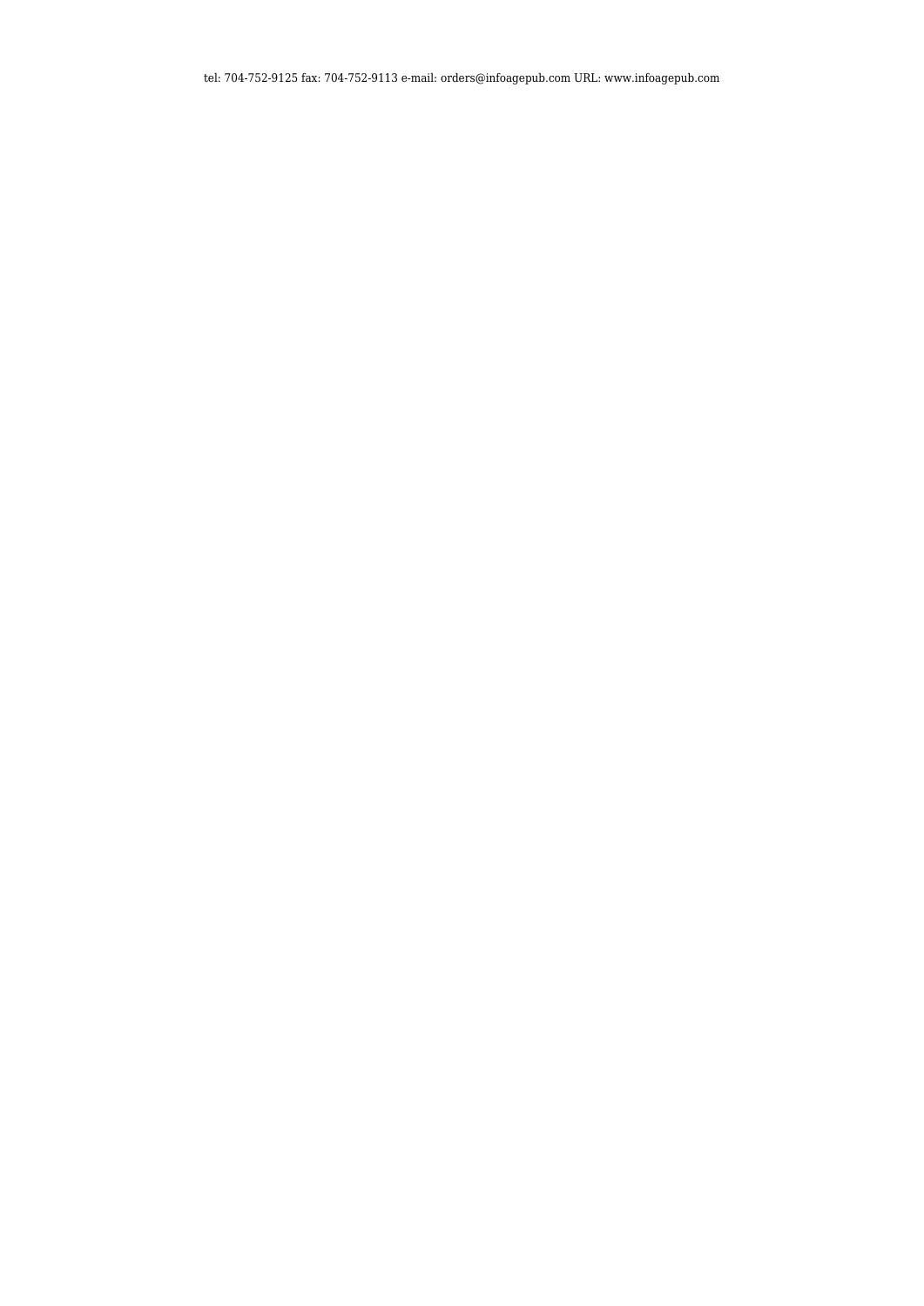tel: 704-752-9125 fax: 704-752-9113 e-mail: orders@infoagepub.com URL: www.infoagepub.com